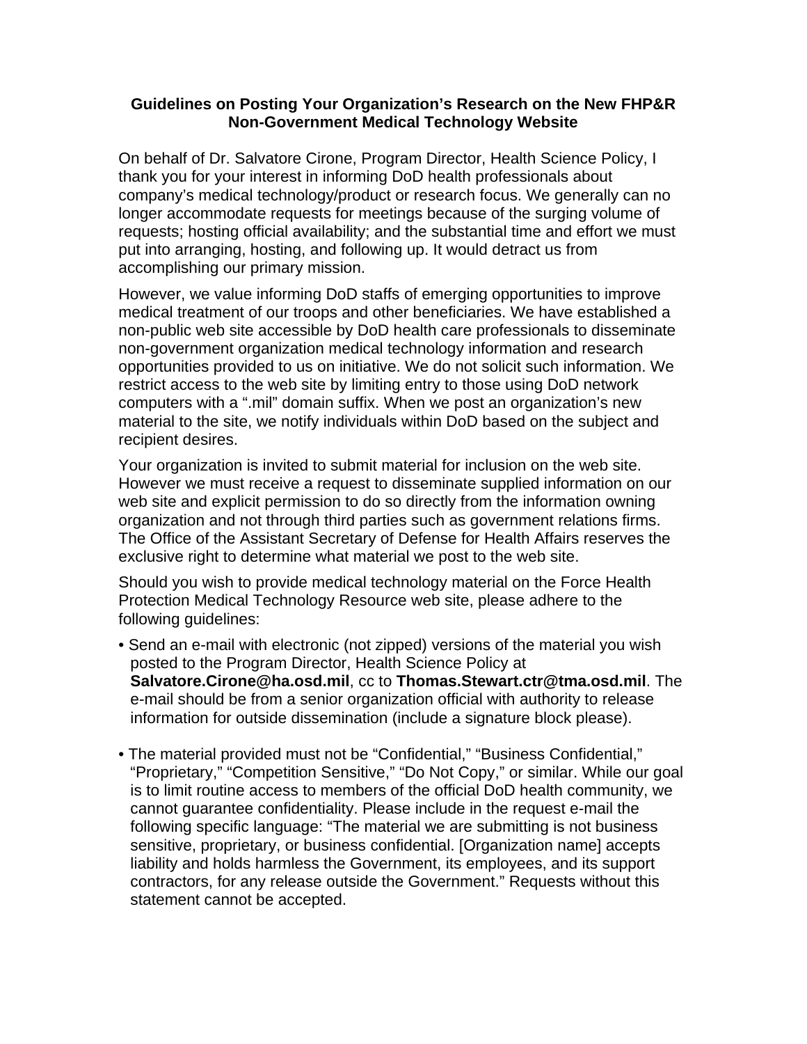# Guidelines on Posting Your Organization's Research on the New FHP&R Non-Government Medical Technology Website

On behalf of Dr. Salvatore Cirone, Program Director, Health Science Policy, I thank you for your interest in informing DoD health professionals about company's medical technology/product or research focus. We generally can no longer accommodate requests for meetings because of the surging volume of requests; hosting official availability; and the substantial time and effort we must put into arranging, hosting, and following up. It would detract us from accomplishing our primary mission.

However, we value informing DoD staffs of emerging opportunities to improve medical treatment of our troops and other beneficiaries. We have established a non-public web site accessible by DoD health care professionals to disseminate non-government organization medical technology information and research opportunities provided to us on initiative. We do not solicit such information. We restrict access to the web site by limiting entry to those using DoD network computers with a ".mil" domain suffix. When we post an organization's new material to the site, we notify individuals within DoD based on the subject and recipient desires.

Your organization is invited to submit material for inclusion on the web site. However we must receive a request to disseminate supplied information on our web site and explicit permission to do so directly from the information owning organization and not through third parties such as government relations firms. The Office of the Assistant Secretary of Defense for Health Affairs reserves the exclusive right to determine what material we post to the web site.

Should you wish to provide medical technology material on the Force Health Protection Medical Technology Resource web site, please adhere to the following guidelines:

- Send an e-mail with electronic (not zipped) versions of the material you wish posted to the Program Director, Health Science Policy at **Salvatore.Cirone@ha.osd.mil**, cc to **Thomas.Stewart.ctr@tma.osd.mil**. The e-mail should be from a senior organization official with authority to release information for outside dissemination (include a signature block please).

- The material provided must not be "Confidential," "Business Confidential," "Proprietary," "Competition Sensitive," "Do Not Copy," or similar. While our goal is to limit routine access to members of the official DoD health community, we cannot guarantee confidentiality. Please include in the request e-mail the following specific language: "The material we are submitting is not business sensitive, proprietary, or business confidential. [Organization name] accepts liability and holds harmless the Government, its employees, and its support contractors, for any release outside the Government." Requests without this statement cannot be accepted.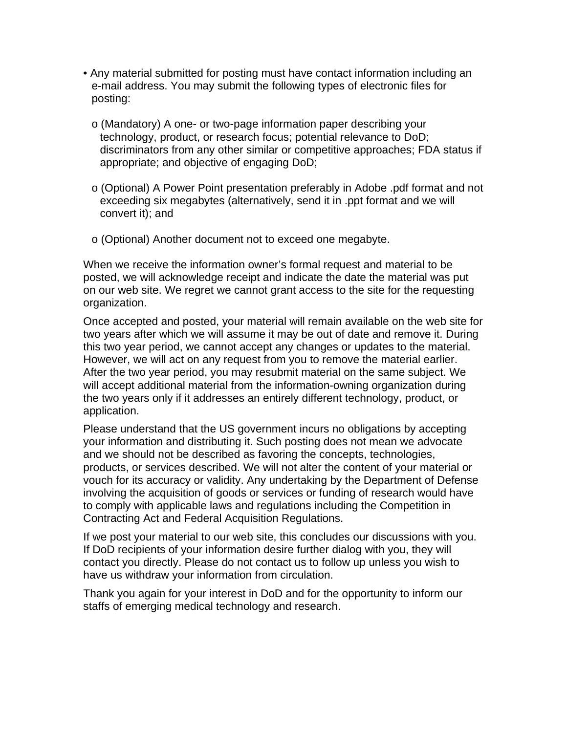- Any material submitted for posting must have contact information including an e-mail address. You may submit the following types of electronic files for posting:

  - (Mandatory) A one- or two-page information paper describing your technology, product, or research focus; potential relevance to DoD; discriminators from any other similar or competitive approaches; FDA status if appropriate; and objective of engaging DoD;

  - (Optional) A Power Point presentation preferably in Adobe .pdf format and not exceeding six megabytes (alternatively, send it in .ppt format and we will convert it); and

  - (Optional) Another document not to exceed one megabyte.

When we receive the information owner's formal request and material to be posted, we will acknowledge receipt and indicate the date the material was put on our web site. We regret we cannot grant access to the site for the requesting organization.

Once accepted and posted, your material will remain available on the web site for two years after which we will assume it may be out of date and remove it. During this two year period, we cannot accept any changes or updates to the material. However, we will act on any request from you to remove the material earlier. After the two year period, you may resubmit material on the same subject. We will accept additional material from the information-owning organization during the two years only if it addresses an entirely different technology, product, or application.

Please understand that the US government incurs no obligations by accepting your information and distributing it. Such posting does not mean we advocate and we should not be described as favoring the concepts, technologies, products, or services described. We will not alter the content of your material or vouch for its accuracy or validity. Any undertaking by the Department of Defense involving the acquisition of goods or services or funding of research would have to comply with applicable laws and regulations including the Competition in Contracting Act and Federal Acquisition Regulations.

If we post your material to our web site, this concludes our discussions with you. If DoD recipients of your information desire further dialog with you, they will contact you directly. Please do not contact us to follow up unless you wish to have us withdraw your information from circulation.

Thank you again for your interest in DoD and for the opportunity to inform our staffs of emerging medical technology and research.